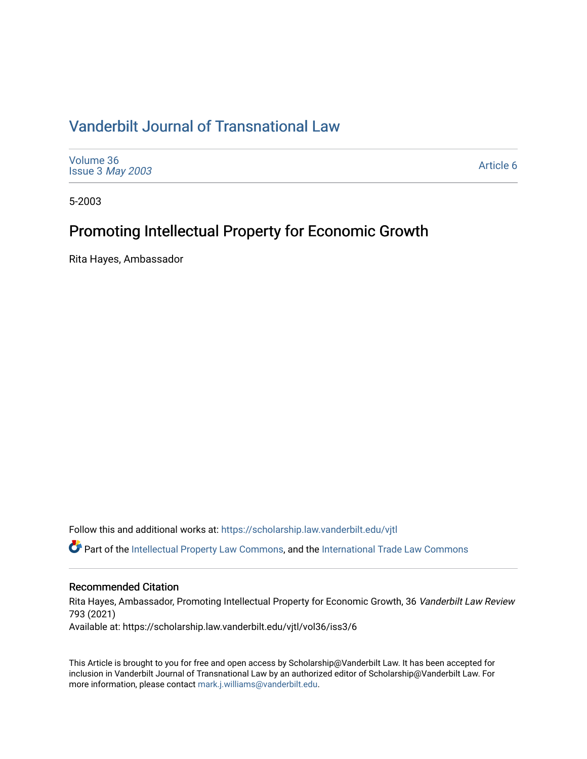# Vanderbilt Journal of Transnational Law

Volume 36
Issue 3 *May 2003*

Article 6

5-2003

## Promoting Intellectual Property for Economic Growth

Rita Hayes, Ambassador

Follow this and additional works at: https://scholarship.law.vanderbilt.edu/vjtl

Part of the Intellectual Property Law Commons, and the International Trade Law Commons

### Recommended Citation

Rita Hayes, Ambassador, Promoting Intellectual Property for Economic Growth, 36 *Vanderbilt Law Review* 793 (2021)
Available at: https://scholarship.law.vanderbilt.edu/vjtl/vol36/iss3/6

This Article is brought to you for free and open access by Scholarship@Vanderbilt Law. It has been accepted for inclusion in Vanderbilt Journal of Transnational Law by an authorized editor of Scholarship@Vanderbilt Law. For more information, please contact mark.j.williams@vanderbilt.edu.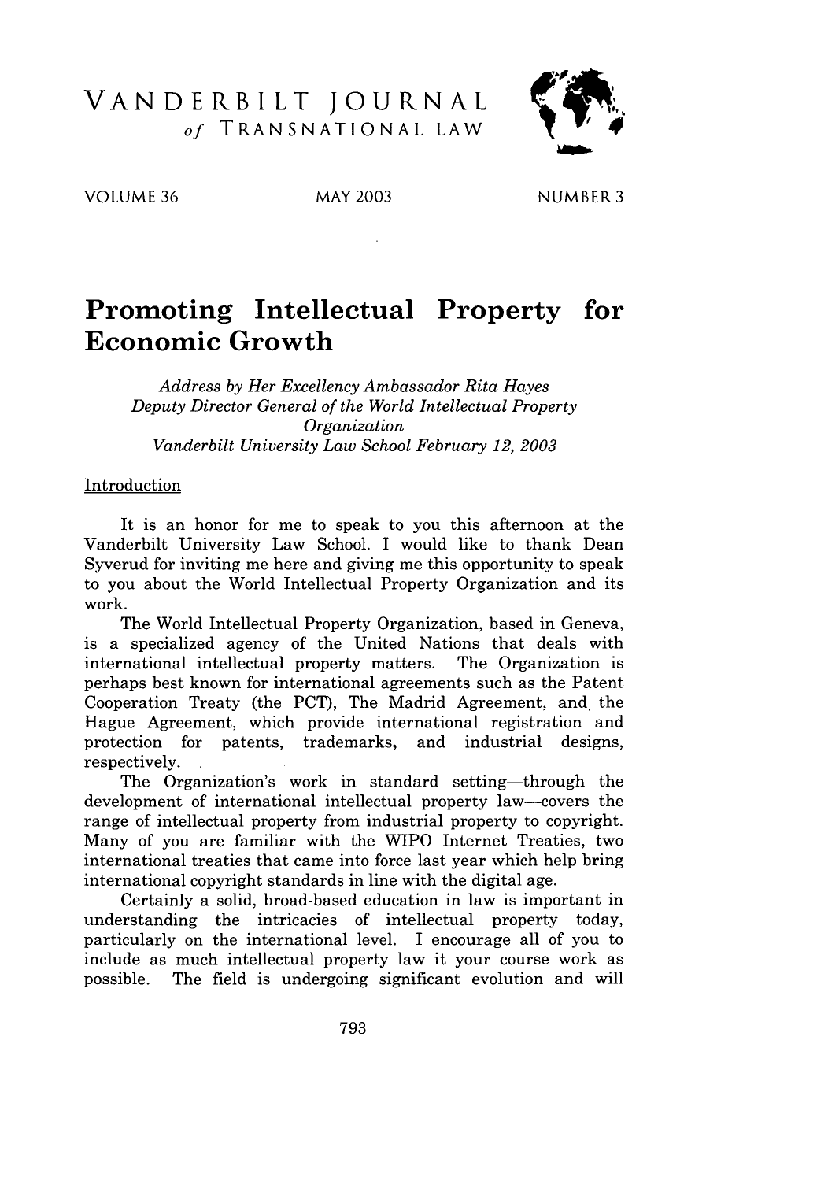# VANDERBILT JOURNAL *of* TRANSNATIONAL LAW

VOLUME 36 MAY 2003 NUMBER 3

# Promoting Intellectual Property for Economic Growth

*Address by Her Excellency Ambassador Rita Hayes*
*Deputy Director General of the World Intellectual Property Organization*
*Vanderbilt University Law School February 12, 2003*

## Introduction

It is an honor for me to speak to you this afternoon at the Vanderbilt University Law School. I would like to thank Dean Syverud for inviting me here and giving me this opportunity to speak to you about the World Intellectual Property Organization and its work.

The World Intellectual Property Organization, based in Geneva, is a specialized agency of the United Nations that deals with international intellectual property matters. The Organization is perhaps best known for international agreements such as the Patent Cooperation Treaty (the PCT), The Madrid Agreement, and the Hague Agreement, which provide international registration and protection for patents, trademarks, and industrial designs, respectively.

The Organization's work in standard setting—through the development of international intellectual property law—covers the range of intellectual property from industrial property to copyright. Many of you are familiar with the WIPO Internet Treaties, two international treaties that came into force last year which help bring international copyright standards in line with the digital age.

Certainly a solid, broad-based education in law is important in understanding the intricacies of intellectual property today, particularly on the international level. I encourage all of you to include as much intellectual property law it your course work as possible. The field is undergoing significant evolution and will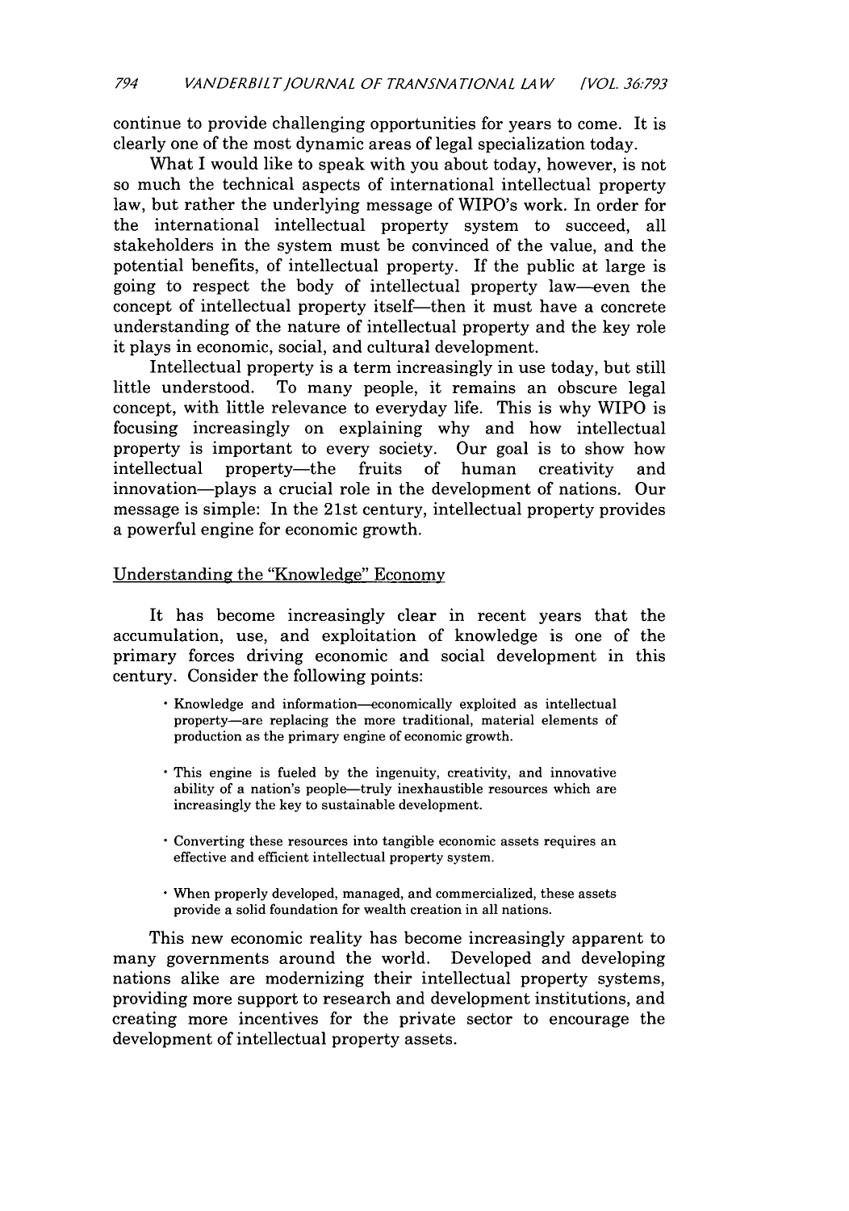continue to provide challenging opportunities for years to come. It is clearly one of the most dynamic areas of legal specialization today.

What I would like to speak with you about today, however, is not so much the technical aspects of international intellectual property law, but rather the underlying message of WIPO's work. In order for the international intellectual property system to succeed, all stakeholders in the system must be convinced of the value, and the potential benefits, of intellectual property. If the public at large is going to respect the body of intellectual property law—even the concept of intellectual property itself—then it must have a concrete understanding of the nature of intellectual property and the key role it plays in economic, social, and cultural development.

Intellectual property is a term increasingly in use today, but still little understood. To many people, it remains an obscure legal concept, with little relevance to everyday life. This is why WIPO is focusing increasingly on explaining why and how intellectual property is important to every society. Our goal is to show how intellectual property—the fruits of human creativity and innovation—plays a crucial role in the development of nations. Our message is simple: In the 21st century, intellectual property provides a powerful engine for economic growth.

## Understanding the "Knowledge" Economy

It has become increasingly clear in recent years that the accumulation, use, and exploitation of knowledge is one of the primary forces driving economic and social development in this century. Consider the following points:

- Knowledge and information—economically exploited as intellectual property—are replacing the more traditional, material elements of production as the primary engine of economic growth.
- This engine is fueled by the ingenuity, creativity, and innovative ability of a nation's people—truly inexhaustible resources which are increasingly the key to sustainable development.
- Converting these resources into tangible economic assets requires an effective and efficient intellectual property system.
- When properly developed, managed, and commercialized, these assets provide a solid foundation for wealth creation in all nations.

This new economic reality has become increasingly apparent to many governments around the world. Developed and developing nations alike are modernizing their intellectual property systems, providing more support to research and development institutions, and creating more incentives for the private sector to encourage the development of intellectual property assets.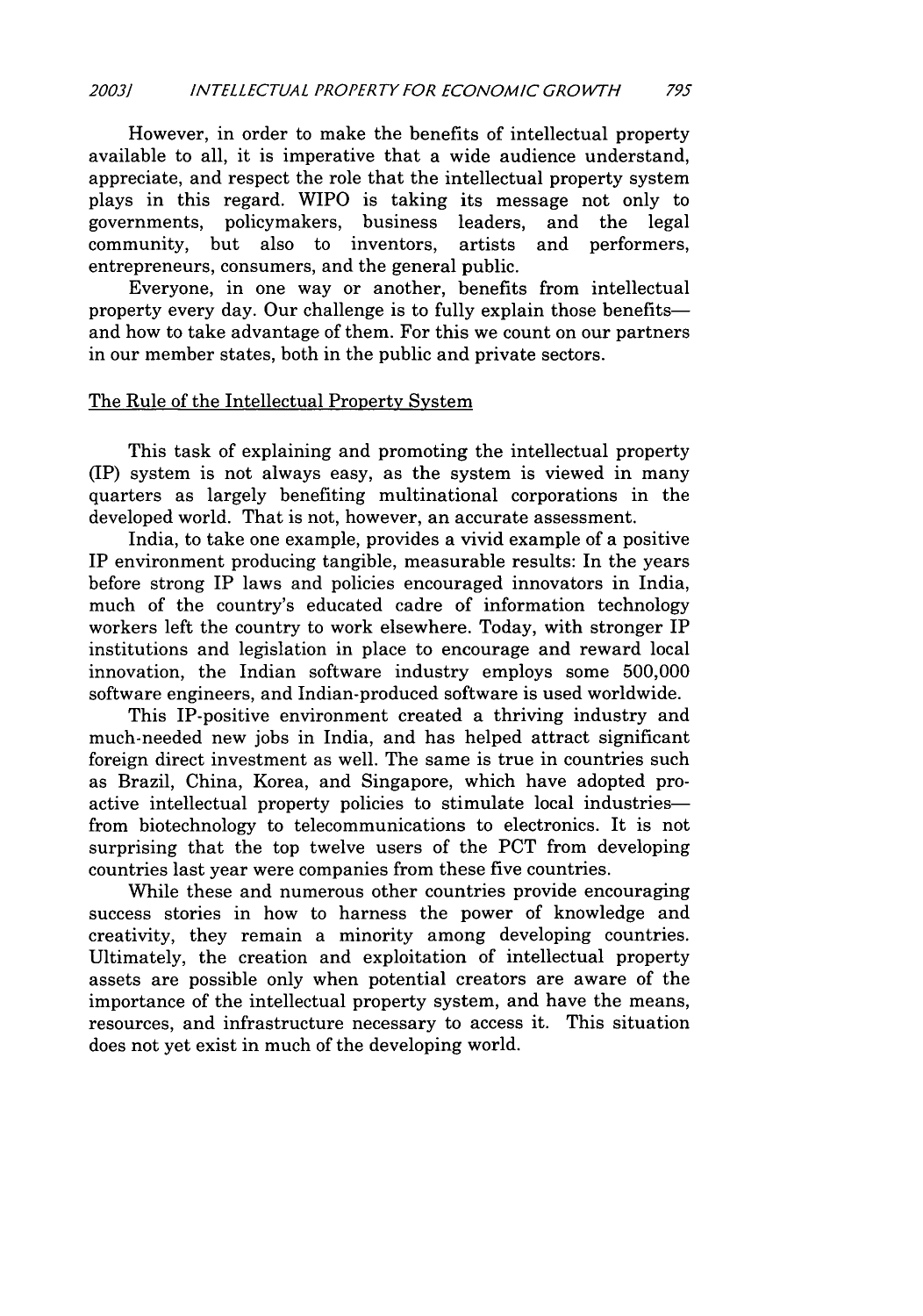However, in order to make the benefits of intellectual property available to all, it is imperative that a wide audience understand, appreciate, and respect the role that the intellectual property system plays in this regard. WIPO is taking its message not only to governments, policymakers, business leaders, and the legal community, but also to inventors, artists and performers, entrepreneurs, consumers, and the general public.

Everyone, in one way or another, benefits from intellectual property every day. Our challenge is to fully explain those benefits—and how to take advantage of them. For this we count on our partners in our member states, both in the public and private sectors.

## The Rule of the Intellectual Property System

This task of explaining and promoting the intellectual property (IP) system is not always easy, as the system is viewed in many quarters as largely benefiting multinational corporations in the developed world. That is not, however, an accurate assessment.

India, to take one example, provides a vivid example of a positive IP environment producing tangible, measurable results: In the years before strong IP laws and policies encouraged innovators in India, much of the country's educated cadre of information technology workers left the country to work elsewhere. Today, with stronger IP institutions and legislation in place to encourage and reward local innovation, the Indian software industry employs some 500,000 software engineers, and Indian-produced software is used worldwide.

This IP-positive environment created a thriving industry and much-needed new jobs in India, and has helped attract significant foreign direct investment as well. The same is true in countries such as Brazil, China, Korea, and Singapore, which have adopted pro-active intellectual property policies to stimulate local industries—from biotechnology to telecommunications to electronics. It is not surprising that the top twelve users of the PCT from developing countries last year were companies from these five countries.

While these and numerous other countries provide encouraging success stories in how to harness the power of knowledge and creativity, they remain a minority among developing countries. Ultimately, the creation and exploitation of intellectual property assets are possible only when potential creators are aware of the importance of the intellectual property system, and have the means, resources, and infrastructure necessary to access it. This situation does not yet exist in much of the developing world.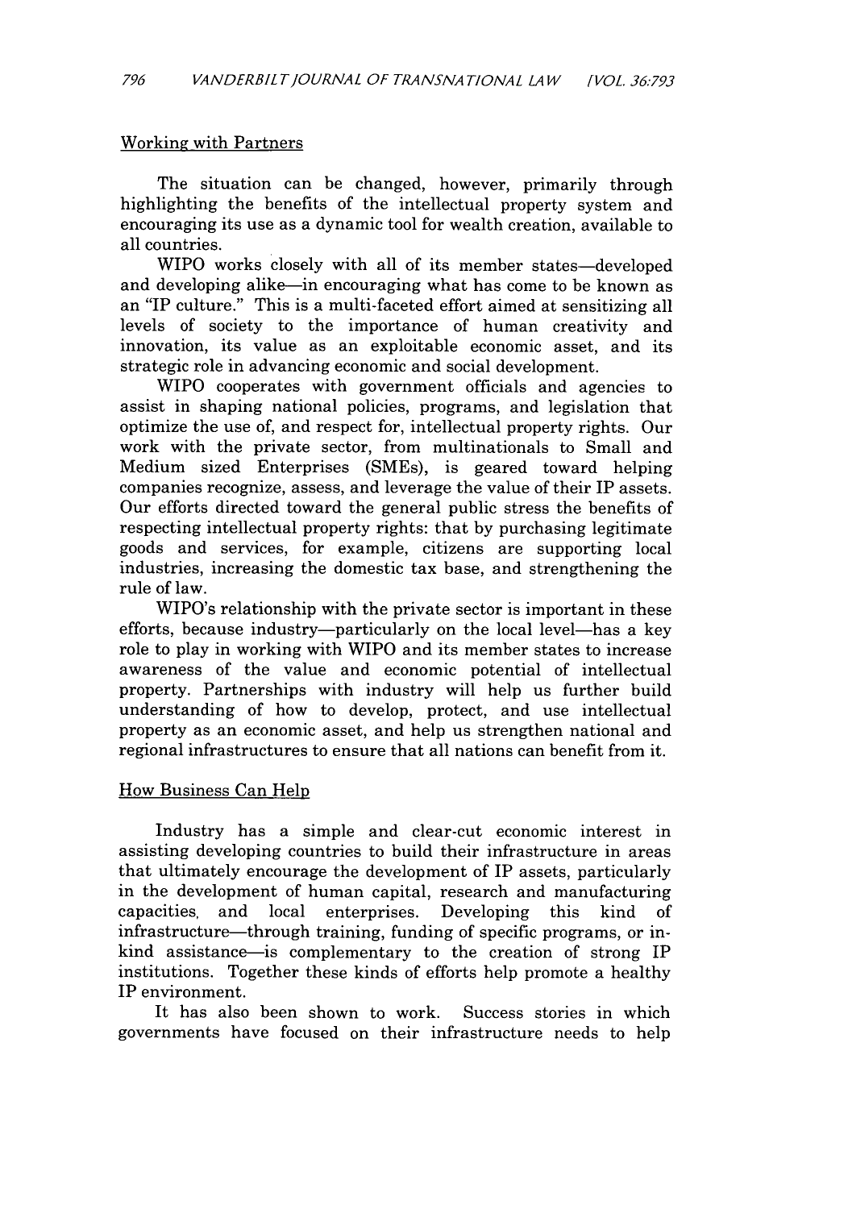## Working with Partners

The situation can be changed, however, primarily through highlighting the benefits of the intellectual property system and encouraging its use as a dynamic tool for wealth creation, available to all countries.

WIPO works closely with all of its member states—developed and developing alike—in encouraging what has come to be known as an "IP culture." This is a multi-faceted effort aimed at sensitizing all levels of society to the importance of human creativity and innovation, its value as an exploitable economic asset, and its strategic role in advancing economic and social development.

WIPO cooperates with government officials and agencies to assist in shaping national policies, programs, and legislation that optimize the use of, and respect for, intellectual property rights. Our work with the private sector, from multinationals to Small and Medium sized Enterprises (SMEs), is geared toward helping companies recognize, assess, and leverage the value of their IP assets. Our efforts directed toward the general public stress the benefits of respecting intellectual property rights: that by purchasing legitimate goods and services, for example, citizens are supporting local industries, increasing the domestic tax base, and strengthening the rule of law.

WIPO's relationship with the private sector is important in these efforts, because industry—particularly on the local level—has a key role to play in working with WIPO and its member states to increase awareness of the value and economic potential of intellectual property. Partnerships with industry will help us further build understanding of how to develop, protect, and use intellectual property as an economic asset, and help us strengthen national and regional infrastructures to ensure that all nations can benefit from it.

## How Business Can Help

Industry has a simple and clear-cut economic interest in assisting developing countries to build their infrastructure in areas that ultimately encourage the development of IP assets, particularly in the development of human capital, research and manufacturing capacities, and local enterprises. Developing this kind of infrastructure—through training, funding of specific programs, or in-kind assistance—is complementary to the creation of strong IP institutions. Together these kinds of efforts help promote a healthy IP environment.

It has also been shown to work. Success stories in which governments have focused on their infrastructure needs to help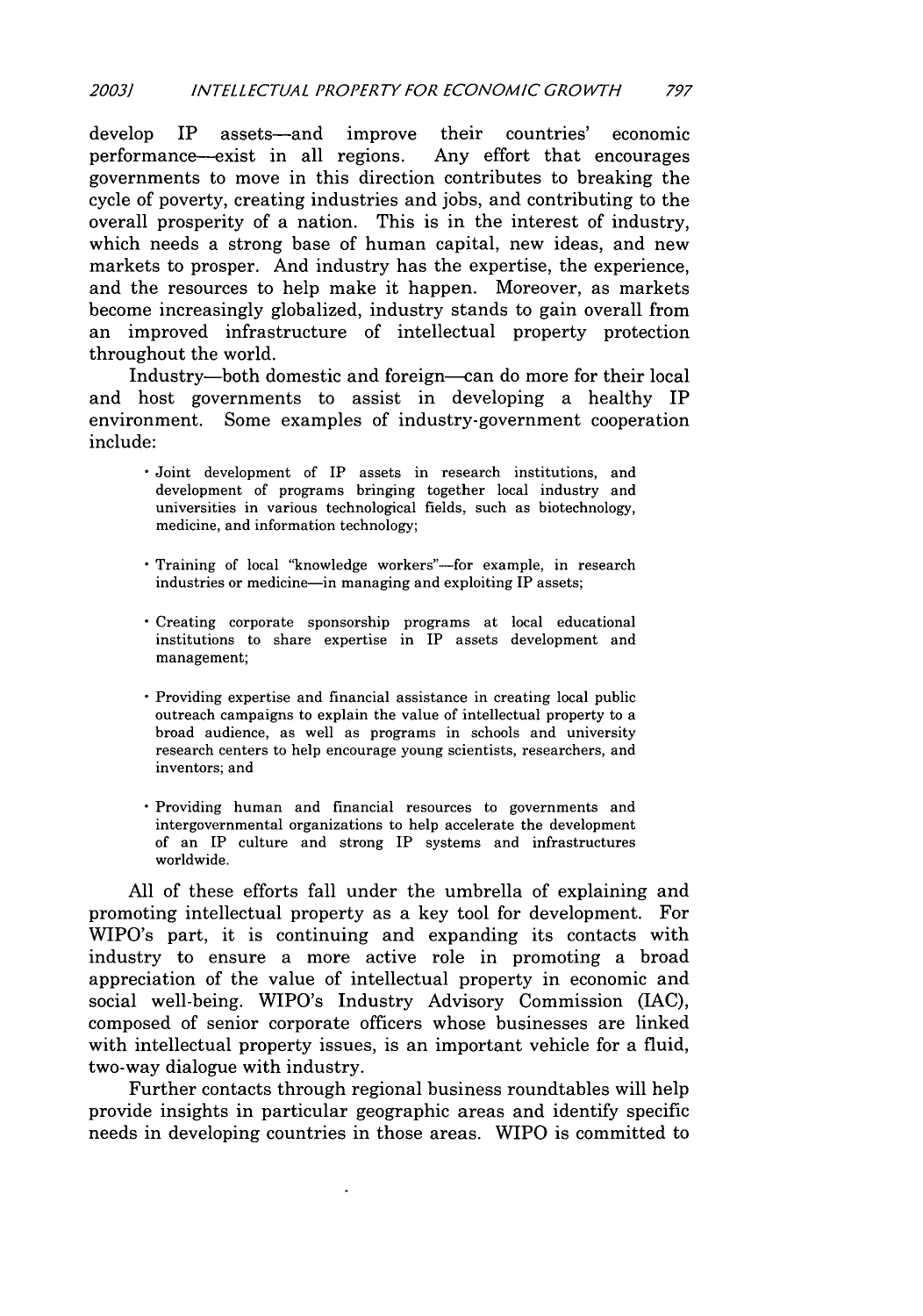develop IP assets—and improve their countries' economic performance—exist in all regions. Any effort that encourages governments to move in this direction contributes to breaking the cycle of poverty, creating industries and jobs, and contributing to the overall prosperity of a nation. This is in the interest of industry, which needs a strong base of human capital, new ideas, and new markets to prosper. And industry has the expertise, the experience, and the resources to help make it happen. Moreover, as markets become increasingly globalized, industry stands to gain overall from an improved infrastructure of intellectual property protection throughout the world.

Industry—both domestic and foreign—can do more for their local and host governments to assist in developing a healthy IP environment. Some examples of industry-government cooperation include:

- Joint development of IP assets in research institutions, and development of programs bringing together local industry and universities in various technological fields, such as biotechnology, medicine, and information technology;

- Training of local "knowledge workers"—for example, in research industries or medicine—in managing and exploiting IP assets;

- Creating corporate sponsorship programs at local educational institutions to share expertise in IP assets development and management;

- Providing expertise and financial assistance in creating local public outreach campaigns to explain the value of intellectual property to a broad audience, as well as programs in schools and university research centers to help encourage young scientists, researchers, and inventors; and

- Providing human and financial resources to governments and intergovernmental organizations to help accelerate the development of an IP culture and strong IP systems and infrastructures worldwide.

All of these efforts fall under the umbrella of explaining and promoting intellectual property as a key tool for development. For WIPO's part, it is continuing and expanding its contacts with industry to ensure a more active role in promoting a broad appreciation of the value of intellectual property in economic and social well-being. WIPO's Industry Advisory Commission (IAC), composed of senior corporate officers whose businesses are linked with intellectual property issues, is an important vehicle for a fluid, two-way dialogue with industry.

Further contacts through regional business roundtables will help provide insights in particular geographic areas and identify specific needs in developing countries in those areas. WIPO is committed to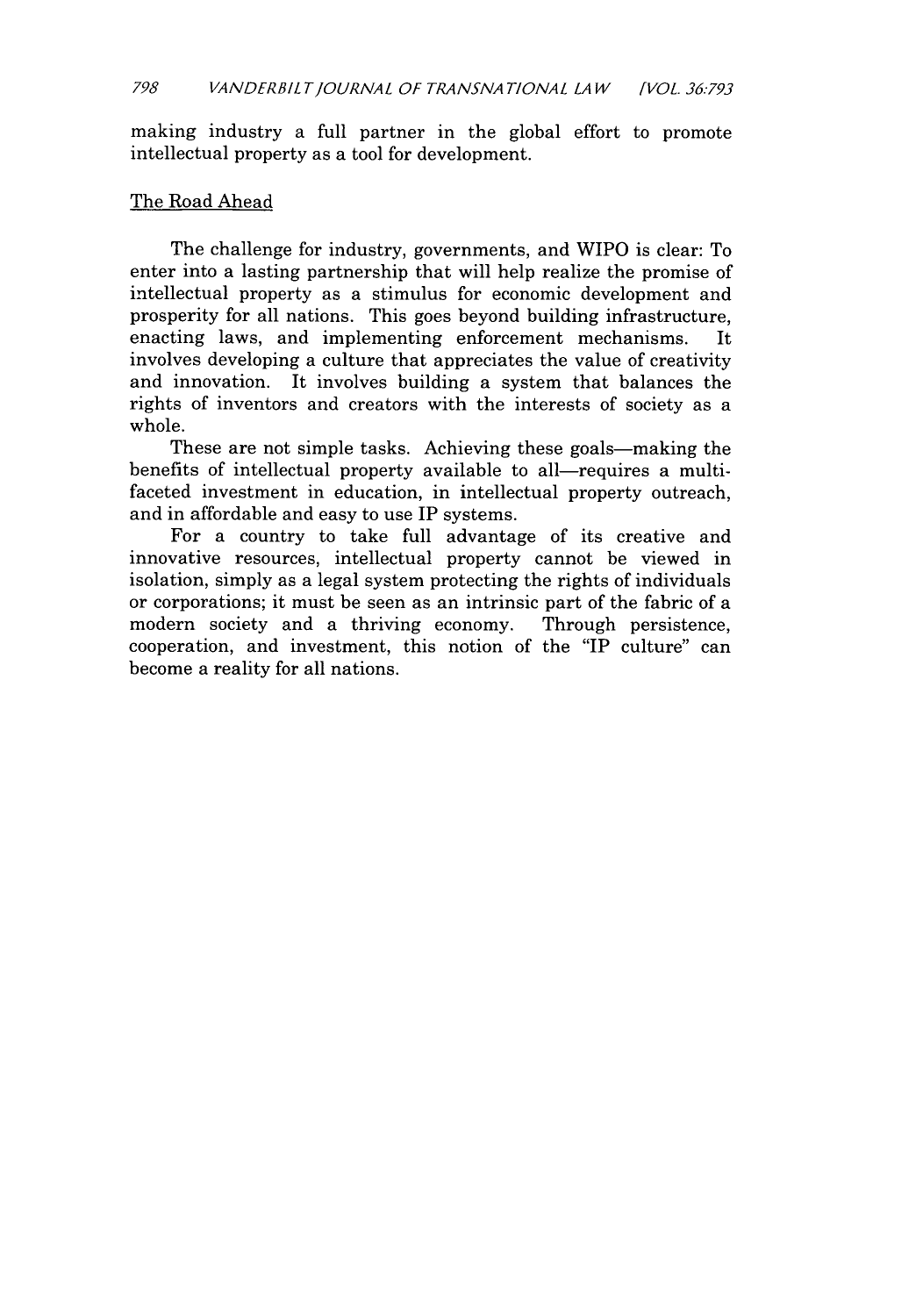making industry a full partner in the global effort to promote intellectual property as a tool for development.

## The Road Ahead

The challenge for industry, governments, and WIPO is clear: To enter into a lasting partnership that will help realize the promise of intellectual property as a stimulus for economic development and prosperity for all nations. This goes beyond building infrastructure, enacting laws, and implementing enforcement mechanisms. It involves developing a culture that appreciates the value of creativity and innovation. It involves building a system that balances the rights of inventors and creators with the interests of society as a whole.

These are not simple tasks. Achieving these goals—making the benefits of intellectual property available to all—requires a multi-faceted investment in education, in intellectual property outreach, and in affordable and easy to use IP systems.

For a country to take full advantage of its creative and innovative resources, intellectual property cannot be viewed in isolation, simply as a legal system protecting the rights of individuals or corporations; it must be seen as an intrinsic part of the fabric of a modern society and a thriving economy. Through persistence, cooperation, and investment, this notion of the "IP culture" can become a reality for all nations.